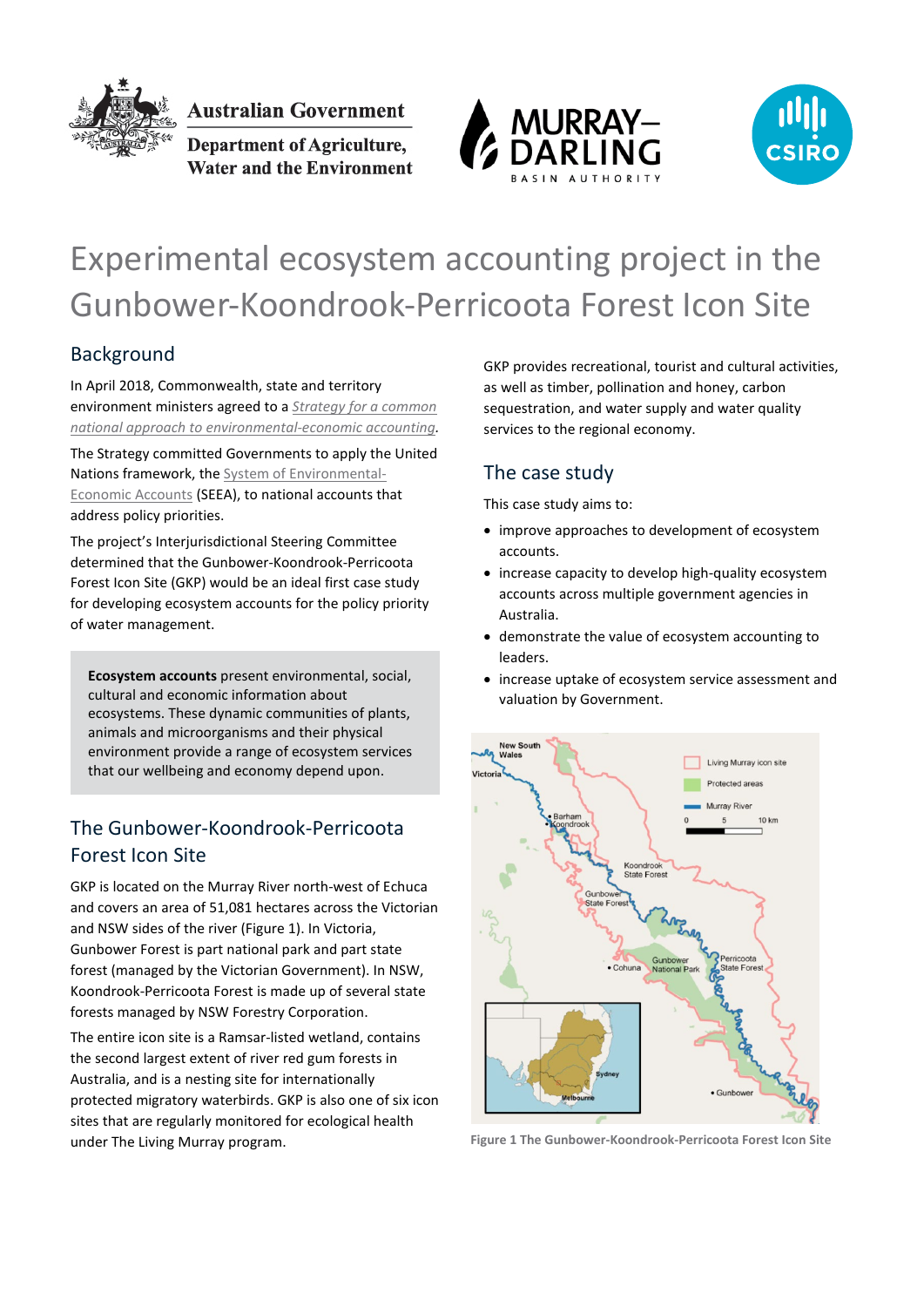Australian Government

Department of Agriculture, Water and the Environment

MURRAY–DARLING BASIN AUTHORITY

CSIRO

# Experimental ecosystem accounting project in the Gunbower-Koondrook-Perricoota Forest Icon Site

## Background

In April 2018, Commonwealth, state and territory environment ministers agreed to a *Strategy for a common national approach to environmental-economic accounting*.

The Strategy committed Governments to apply the United Nations framework, the System of Environmental-Economic Accounts (SEEA), to national accounts that address policy priorities.

The project's Interjurisdictional Steering Committee determined that the Gunbower-Koondrook-Perricoota Forest Icon Site (GKP) would be an ideal first case study for developing ecosystem accounts for the policy priority of water management.

> **Ecosystem accounts** present environmental, social, cultural and economic information about ecosystems. These dynamic communities of plants, animals and microorganisms and their physical environment provide a range of ecosystem services that our wellbeing and economy depend upon.

## The Gunbower-Koondrook-Perricoota Forest Icon Site

GKP is located on the Murray River north-west of Echuca and covers an area of 51,081 hectares across the Victorian and NSW sides of the river (Figure 1). In Victoria, Gunbower Forest is part national park and part state forest (managed by the Victorian Government). In NSW, Koondrook-Perricoota Forest is made up of several state forests managed by NSW Forestry Corporation.

The entire icon site is a Ramsar-listed wetland, contains the second largest extent of river red gum forests in Australia, and is a nesting site for internationally protected migratory waterbirds. GKP is also one of six icon sites that are regularly monitored for ecological health under The Living Murray program.

GKP provides recreational, tourist and cultural activities, as well as timber, pollination and honey, carbon sequestration, and water supply and water quality services to the regional economy.

## The case study

This case study aims to:

- improve approaches to development of ecosystem accounts.
- increase capacity to develop high-quality ecosystem accounts across multiple government agencies in Australia.
- demonstrate the value of ecosystem accounting to leaders.
- increase uptake of ecosystem service assessment and valuation by Government.

Figure 1 The Gunbower-Koondrook-Perricoota Forest Icon Site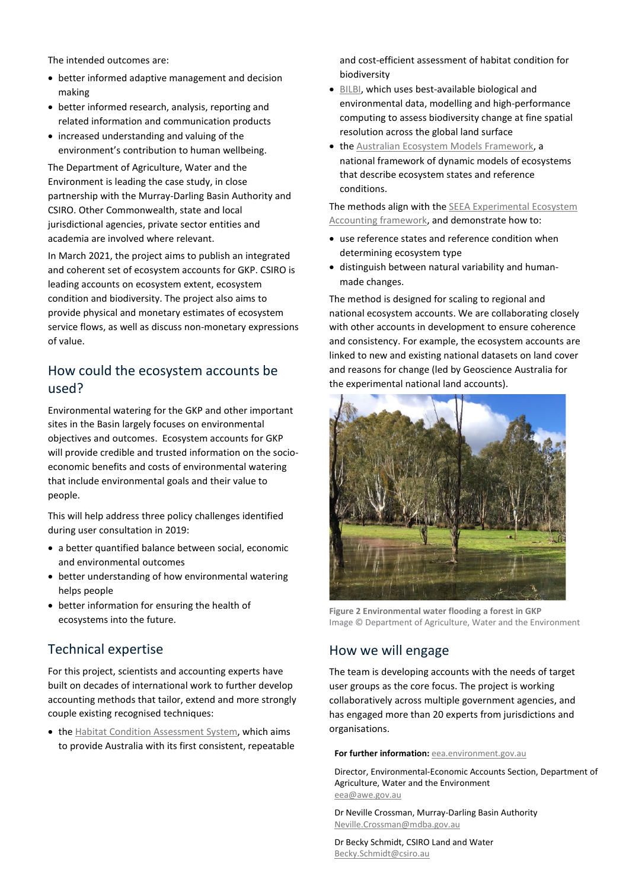The intended outcomes are:

- better informed adaptive management and decision making
- better informed research, analysis, reporting and related information and communication products
- increased understanding and valuing of the environment's contribution to human wellbeing.

The Department of Agriculture, Water and the Environment is leading the case study, in close partnership with the Murray-Darling Basin Authority and CSIRO. Other Commonwealth, state and local jurisdictional agencies, private sector entities and academia are involved where relevant.

In March 2021, the project aims to publish an integrated and coherent set of ecosystem accounts for GKP. CSIRO is leading accounts on ecosystem extent, ecosystem condition and biodiversity. The project also aims to provide physical and monetary estimates of ecosystem service flows, as well as discuss non-monetary expressions of value.

## How could the ecosystem accounts be used?

Environmental watering for the GKP and other important sites in the Basin largely focuses on environmental objectives and outcomes. Ecosystem accounts for GKP will provide credible and trusted information on the socio-economic benefits and costs of environmental watering that include environmental goals and their value to people.

This will help address three policy challenges identified during user consultation in 2019:

- a better quantified balance between social, economic and environmental outcomes
- better understanding of how environmental watering helps people
- better information for ensuring the health of ecosystems into the future.

## Technical expertise

For this project, scientists and accounting experts have built on decades of international work to further develop accounting methods that tailor, extend and more strongly couple existing recognised techniques:

- the Habitat Condition Assessment System, which aims to provide Australia with its first consistent, repeatable and cost-efficient assessment of habitat condition for biodiversity
- BILBI, which uses best-available biological and environmental data, modelling and high-performance computing to assess biodiversity change at fine spatial resolution across the global land surface
- the Australian Ecosystem Models Framework, a national framework of dynamic models of ecosystems that describe ecosystem states and reference conditions.

The methods align with the SEEA Experimental Ecosystem Accounting framework, and demonstrate how to:

- use reference states and reference condition when determining ecosystem type
- distinguish between natural variability and human-made changes.

The method is designed for scaling to regional and national ecosystem accounts. We are collaborating closely with other accounts in development to ensure coherence and consistency. For example, the ecosystem accounts are linked to new and existing national datasets on land cover and reasons for change (led by Geoscience Australia for the experimental national land accounts).

**Figure 2 Environmental water flooding a forest in GKP**
Image © Department of Agriculture, Water and the Environment

## How we will engage

The team is developing accounts with the needs of target user groups as the core focus. The project is working collaboratively across multiple government agencies, and has engaged more than 20 experts from jurisdictions and organisations.

**For further information:** eea.environment.gov.au

Director, Environmental-Economic Accounts Section, Department of Agriculture, Water and the Environment
eea@awe.gov.au

Dr Neville Crossman, Murray-Darling Basin Authority
Neville.Crossman@mdba.gov.au

Dr Becky Schmidt, CSIRO Land and Water
Becky.Schmidt@csiro.au